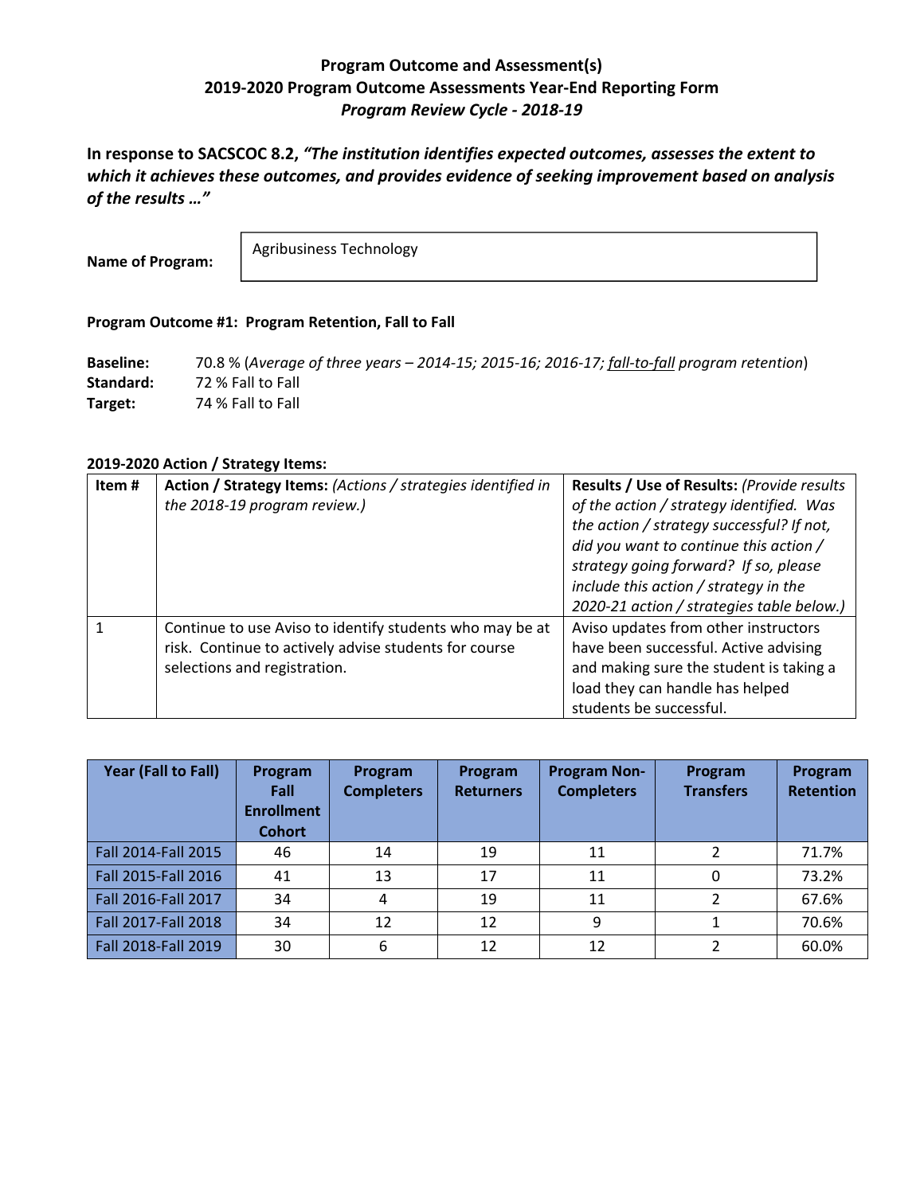**Program Outcome and Assessment(s)**
**2019-2020 Program Outcome Assessments Year-End Reporting Form**
***Program Review Cycle - 2018-19***

**In response to SACSCOC 8.2, *"The institution identifies expected outcomes, assesses the extent to which it achieves these outcomes, and provides evidence of seeking improvement based on analysis of the results …"***

**Name of Program:** Agribusiness Technology

**Program Outcome #1: Program Retention, Fall to Fall**

**Baseline:** 70.8 % (*Average of three years – 2014-15; 2015-16; 2016-17; fall-to-fall program retention*)
**Standard:** 72 % Fall to Fall
**Target:** 74 % Fall to Fall

**2019-2020 Action / Strategy Items:**

| Item # | **Action / Strategy Items:** *(Actions / strategies identified in the 2018-19 program review.)* | **Results / Use of Results:** *(Provide results of the action / strategy identified. Was the action / strategy successful? If not, did you want to continue this action / strategy going forward? If so, please include this action / strategy in the 2020-21 action / strategies table below.)* |
|---|---|---|
| 1 | Continue to use Aviso to identify students who may be at risk. Continue to actively advise students for course selections and registration. | Aviso updates from other instructors have been successful. Active advising and making sure the student is taking a load they can handle has helped students be successful. |

| Year (Fall to Fall) | Program Fall Enrollment Cohort | Program Completers | Program Returners | Program Non-Completers | Program Transfers | Program Retention |
|---|---|---|---|---|---|---|
| Fall 2014-Fall 2015 | 46 | 14 | 19 | 11 | 2 | 71.7% |
| Fall 2015-Fall 2016 | 41 | 13 | 17 | 11 | 0 | 73.2% |
| Fall 2016-Fall 2017 | 34 | 4 | 19 | 11 | 2 | 67.6% |
| Fall 2017-Fall 2018 | 34 | 12 | 12 | 9 | 1 | 70.6% |
| Fall 2018-Fall 2019 | 30 | 6 | 12 | 12 | 2 | 60.0% |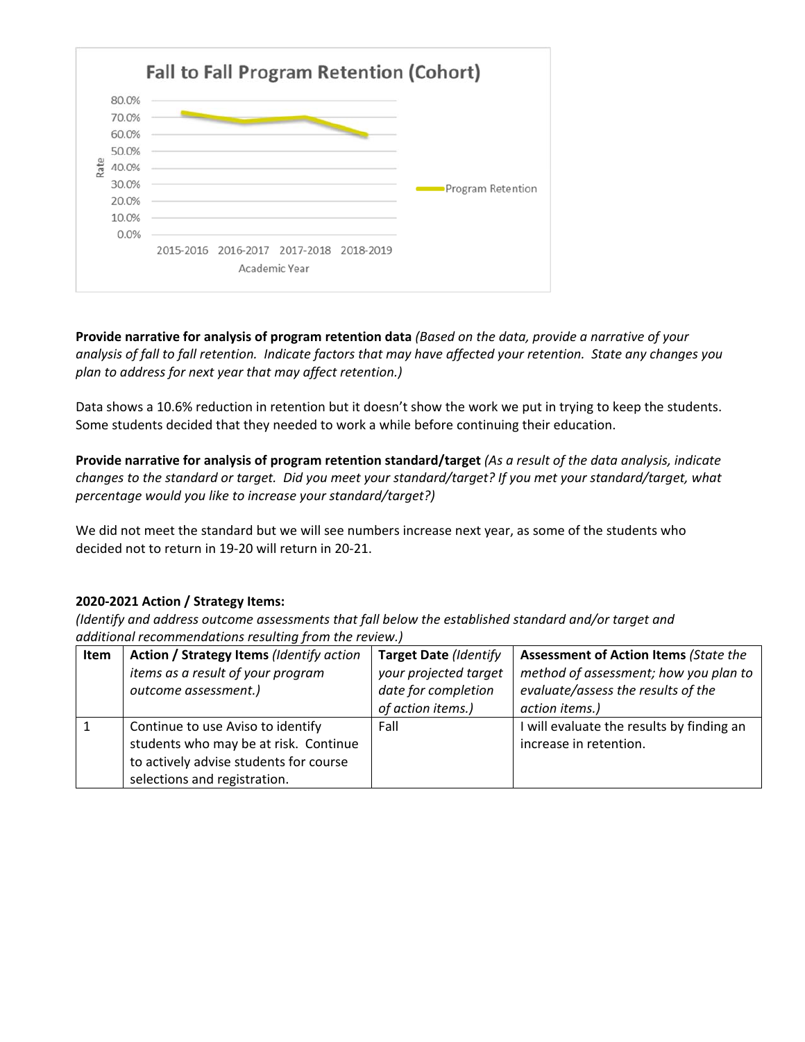**Fall to Fall Program Retention (Cohort)**

**Provide narrative for analysis of program retention data** *(Based on the data, provide a narrative of your analysis of fall to fall retention. Indicate factors that may have affected your retention. State any changes you plan to address for next year that may affect retention.)*

Data shows a 10.6% reduction in retention but it doesn't show the work we put in trying to keep the students. Some students decided that they needed to work a while before continuing their education.

**Provide narrative for analysis of program retention standard/target** *(As a result of the data analysis, indicate changes to the standard or target. Did you meet your standard/target? If you met your standard/target, what percentage would you like to increase your standard/target?)*

We did not meet the standard but we will see numbers increase next year, as some of the students who decided not to return in 19-20 will return in 20-21.

**2020-2021 Action / Strategy Items:**

*(Identify and address outcome assessments that fall below the established standard and/or target and additional recommendations resulting from the review.)*

| Item | **Action / Strategy Items** *(Identify action items as a result of your program outcome assessment.)* | **Target Date** *(Identify your projected target date for completion of action items.)* | **Assessment of Action Items** *(State the method of assessment; how you plan to evaluate/assess the results of the action items.)* |
|---|---|---|---|
| 1 | Continue to use Aviso to identify students who may be at risk. Continue to actively advise students for course selections and registration. | Fall | I will evaluate the results by finding an increase in retention. |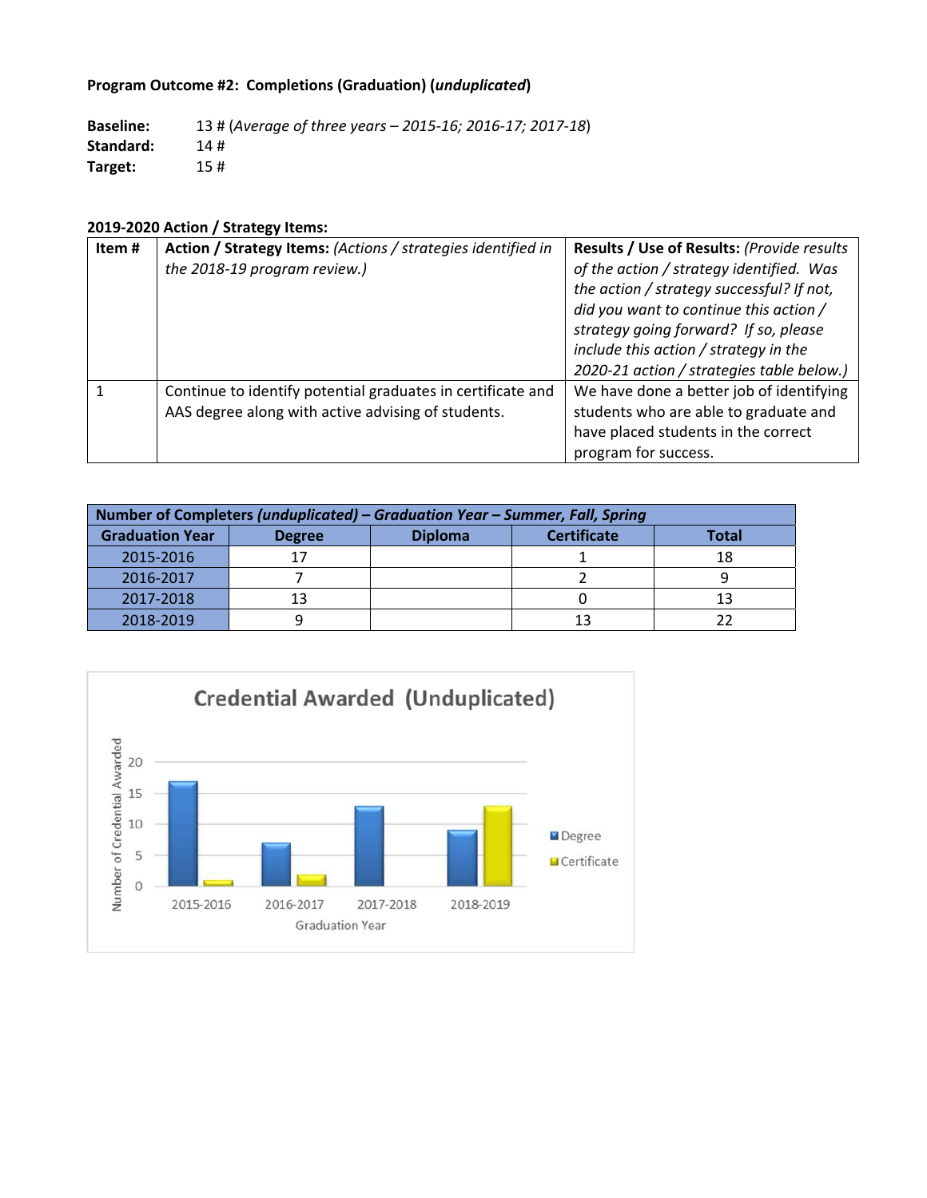**Program Outcome #2: Completions (Graduation) (*unduplicated*)**

**Baseline:** 13 # (*Average of three years – 2015-16; 2016-17; 2017-18*)
**Standard:** 14 #
**Target:** 15 #

**2019-2020 Action / Strategy Items:**

| Item # | **Action / Strategy Items:** *(Actions / strategies identified in the 2018-19 program review.)* | **Results / Use of Results:** *(Provide results of the action / strategy identified. Was the action / strategy successful? If not, did you want to continue this action / strategy going forward? If so, please include this action / strategy in the 2020-21 action / strategies table below.)* |
|---|---|---|
| 1 | Continue to identify potential graduates in certificate and AAS degree along with active advising of students. | We have done a better job of identifying students who are able to graduate and have placed students in the correct program for success. |

| **Number of Completers *(unduplicated)* – *Graduation Year – Summer, Fall, Spring*** | | | | |
|---|---|---|---|---|
| **Graduation Year** | **Degree** | **Diploma** | **Certificate** | **Total** |
| 2015-2016 | 17 | | 1 | 18 |
| 2016-2017 | 7 | | 2 | 9 |
| 2017-2018 | 13 | | 0 | 13 |
| 2018-2019 | 9 | | 13 | 22 |

**Credential Awarded (Unduplicated)**

| Graduation Year | Degree | Certificate |
|---|---|---|
| 2015-2016 | 17 | 1 |
| 2016-2017 | 7 | 2 |
| 2017-2018 | 13 | |
| 2018-2019 | 9 | 13 |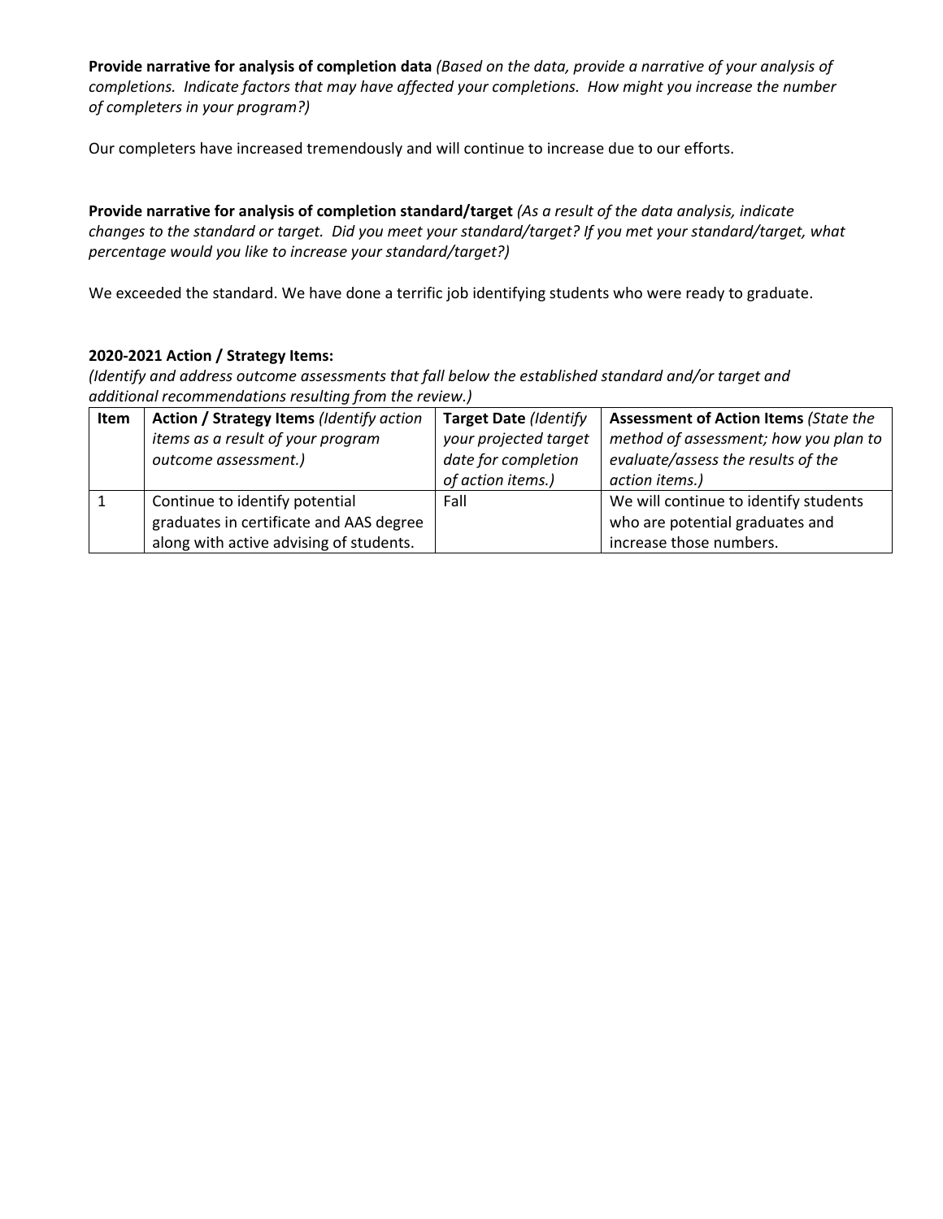**Provide narrative for analysis of completion data** *(Based on the data, provide a narrative of your analysis of completions. Indicate factors that may have affected your completions. How might you increase the number of completers in your program?)*

Our completers have increased tremendously and will continue to increase due to our efforts.

**Provide narrative for analysis of completion standard/target** *(As a result of the data analysis, indicate changes to the standard or target. Did you meet your standard/target? If you met your standard/target, what percentage would you like to increase your standard/target?)*

We exceeded the standard. We have done a terrific job identifying students who were ready to graduate.

**2020-2021 Action / Strategy Items:**

*(Identify and address outcome assessments that fall below the established standard and/or target and additional recommendations resulting from the review.)*

| Item | **Action / Strategy Items** *(Identify action items as a result of your program outcome assessment.)* | **Target Date** *(Identify your projected target date for completion of action items.)* | **Assessment of Action Items** *(State the method of assessment; how you plan to evaluate/assess the results of the action items.)* |
|---|---|---|---|
| 1 | Continue to identify potential graduates in certificate and AAS degree along with active advising of students. | Fall | We will continue to identify students who are potential graduates and increase those numbers. |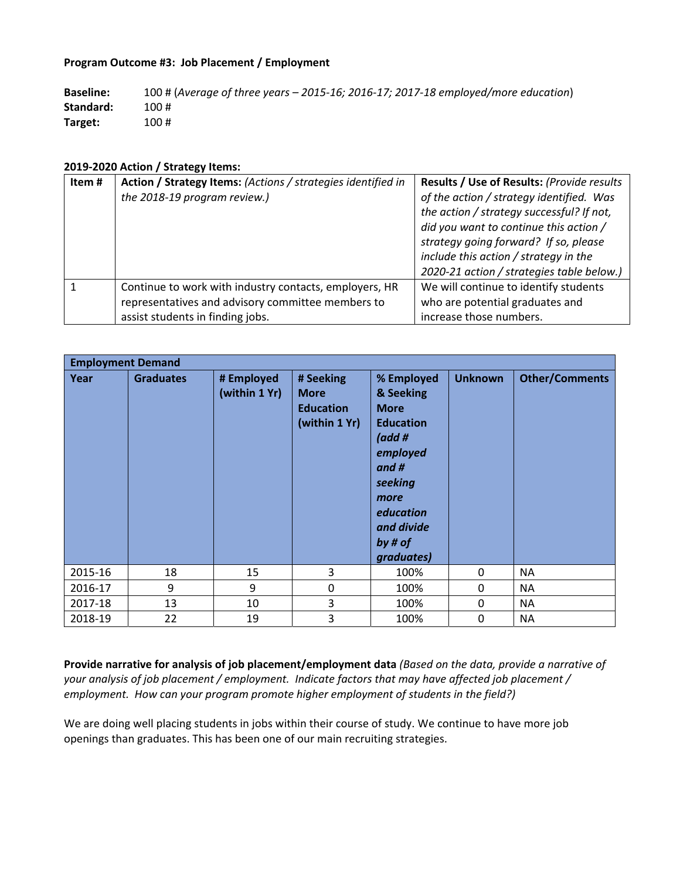**Program Outcome #3: Job Placement / Employment**

**Baseline:** 100 # (*Average of three years – 2015-16; 2016-17; 2017-18 employed/more education*)
**Standard:** 100 #
**Target:** 100 #

**2019-2020 Action / Strategy Items:**

| Item # | **Action / Strategy Items:** *(Actions / strategies identified in the 2018-19 program review.)* | **Results / Use of Results:** *(Provide results of the action / strategy identified. Was the action / strategy successful? If not, did you want to continue this action / strategy going forward? If so, please include this action / strategy in the 2020-21 action / strategies table below.)* |
|---|---|---|
| 1 | Continue to work with industry contacts, employers, HR representatives and advisory committee members to assist students in finding jobs. | We will continue to identify students who are potential graduates and increase those numbers. |

| **Employment Demand** | | | | | | |
|---|---|---|---|---|---|---|
| **Year** | **Graduates** | **# Employed (within 1 Yr)** | **# Seeking More Education (within 1 Yr)** | **% Employed & Seeking More Education** ***(add # employed and # seeking more education and divide by # of graduates)*** | **Unknown** | **Other/Comments** |
| 2015-16 | 18 | 15 | 3 | 100% | 0 | NA |
| 2016-17 | 9 | 9 | 0 | 100% | 0 | NA |
| 2017-18 | 13 | 10 | 3 | 100% | 0 | NA |
| 2018-19 | 22 | 19 | 3 | 100% | 0 | NA |

**Provide narrative for analysis of job placement/employment data** *(Based on the data, provide a narrative of your analysis of job placement / employment. Indicate factors that may have affected job placement / employment. How can your program promote higher employment of students in the field?)*

We are doing well placing students in jobs within their course of study. We continue to have more job openings than graduates. This has been one of our main recruiting strategies.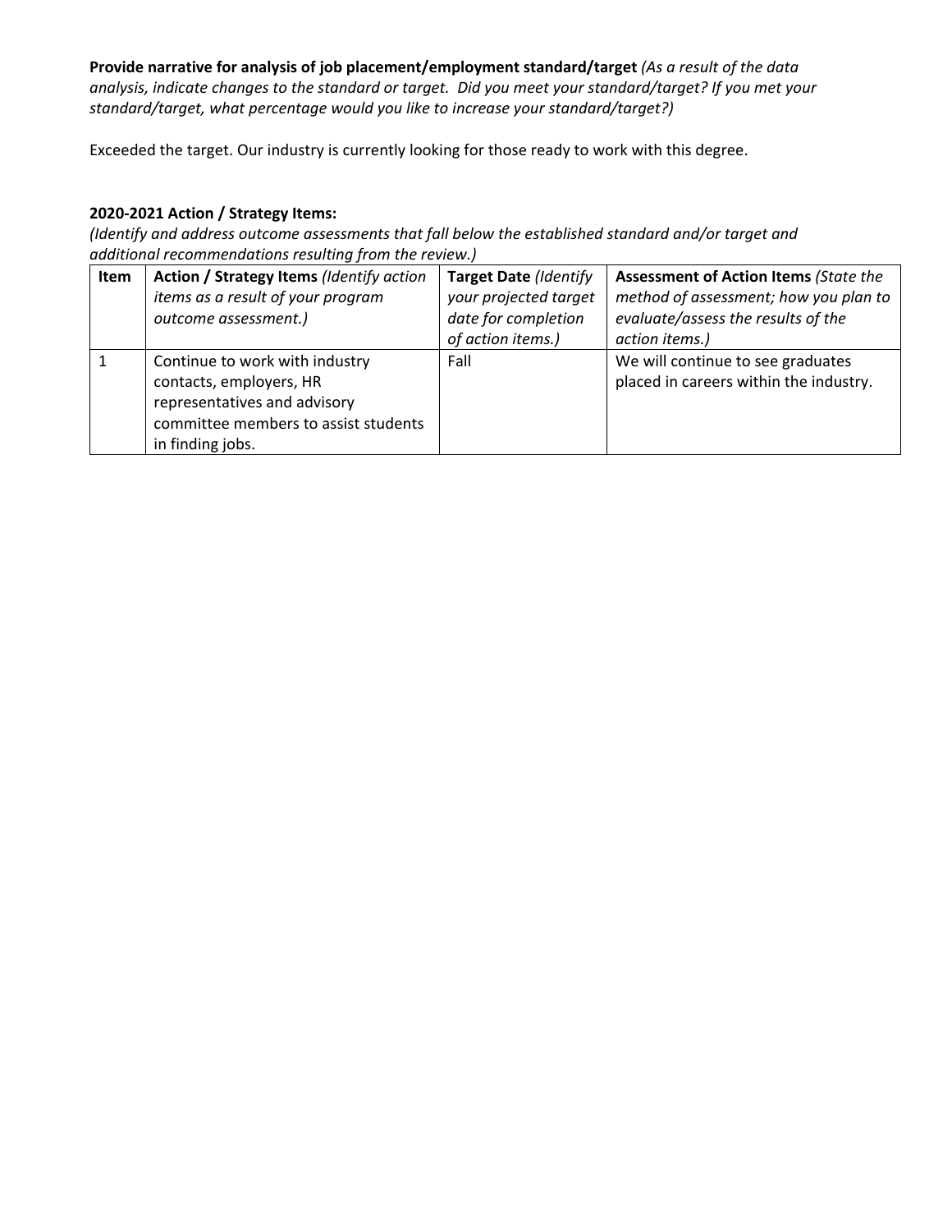**Provide narrative for analysis of job placement/employment standard/target** *(As a result of the data analysis, indicate changes to the standard or target. Did you meet your standard/target? If you met your standard/target, what percentage would you like to increase your standard/target?)*

Exceeded the target. Our industry is currently looking for those ready to work with this degree.

**2020-2021 Action / Strategy Items:**

*(Identify and address outcome assessments that fall below the established standard and/or target and additional recommendations resulting from the review.)*

| **Item** | **Action / Strategy Items** *(Identify action items as a result of your program outcome assessment.)* | **Target Date** *(Identify your projected target date for completion of action items.)* | **Assessment of Action Items** *(State the method of assessment; how you plan to evaluate/assess the results of the action items.)* |
|---|---|---|---|
| 1 | Continue to work with industry contacts, employers, HR representatives and advisory committee members to assist students in finding jobs. | Fall | We will continue to see graduates placed in careers within the industry. |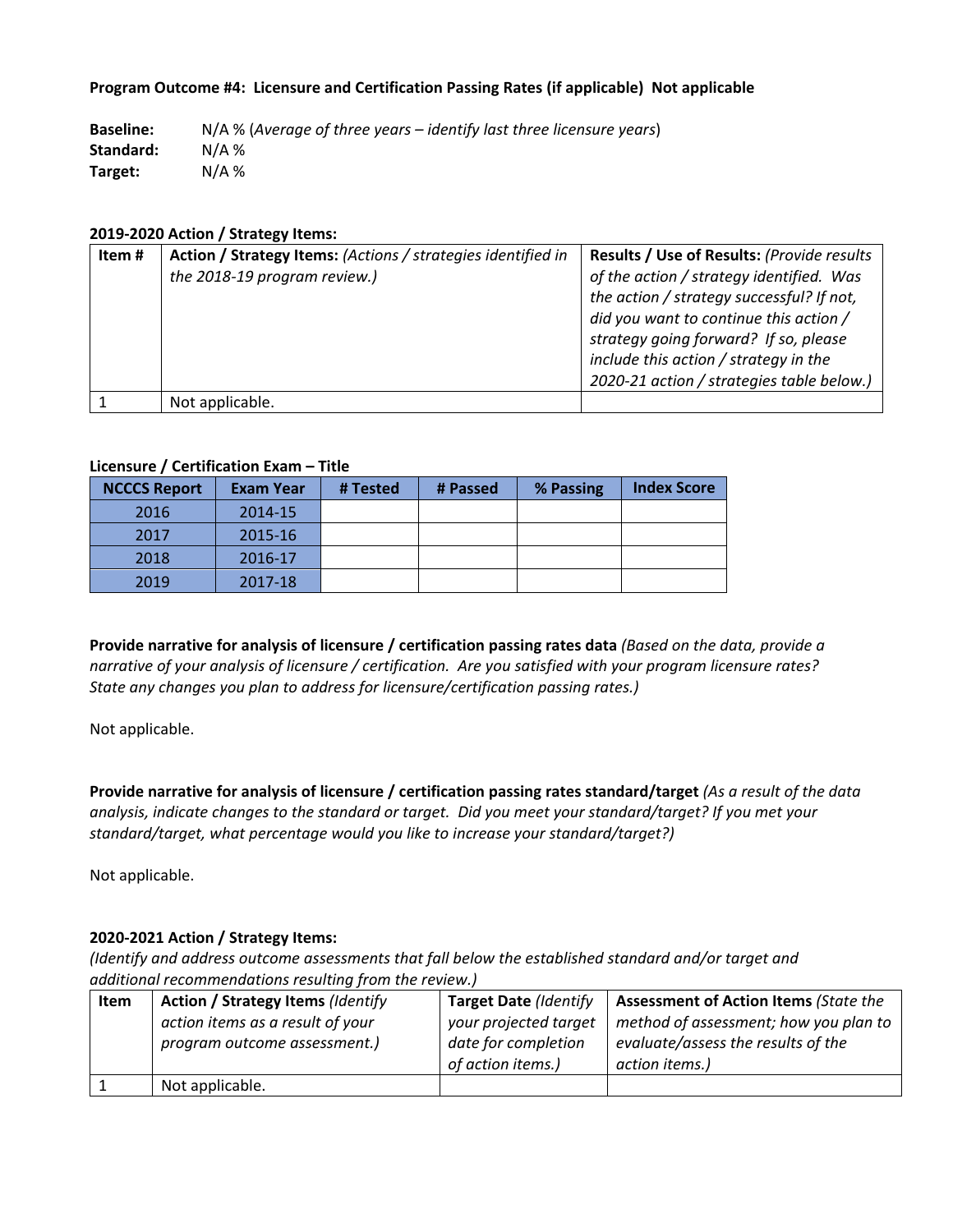**Program Outcome #4: Licensure and Certification Passing Rates (if applicable) Not applicable**

**Baseline:** N/A % (*Average of three years – identify last three licensure years*)
**Standard:** N/A %
**Target:** N/A %

**2019-2020 Action / Strategy Items:**

| Item # | Action / Strategy Items: *(Actions / strategies identified in the 2018-19 program review.)* | Results / Use of Results: *(Provide results of the action / strategy identified. Was the action / strategy successful? If not, did you want to continue this action / strategy going forward? If so, please include this action / strategy in the 2020-21 action / strategies table below.)* |
|---|---|---|
| 1 | Not applicable. | |

**Licensure / Certification Exam – Title**

| NCCCS Report | Exam Year | # Tested | # Passed | % Passing | Index Score |
|---|---|---|---|---|---|
| 2016 | 2014-15 | | | | |
| 2017 | 2015-16 | | | | |
| 2018 | 2016-17 | | | | |
| 2019 | 2017-18 | | | | |

**Provide narrative for analysis of licensure / certification passing rates data** *(Based on the data, provide a narrative of your analysis of licensure / certification. Are you satisfied with your program licensure rates? State any changes you plan to address for licensure/certification passing rates.)*

Not applicable.

**Provide narrative for analysis of licensure / certification passing rates standard/target** *(As a result of the data analysis, indicate changes to the standard or target. Did you meet your standard/target? If you met your standard/target, what percentage would you like to increase your standard/target?)*

Not applicable.

**2020-2021 Action / Strategy Items:**
*(Identify and address outcome assessments that fall below the established standard and/or target and additional recommendations resulting from the review.)*

| Item | Action / Strategy Items *(Identify action items as a result of your program outcome assessment.)* | Target Date *(Identify your projected target date for completion of action items.)* | Assessment of Action Items *(State the method of assessment; how you plan to evaluate/assess the results of the action items.)* |
|---|---|---|---|
| 1 | Not applicable. | | |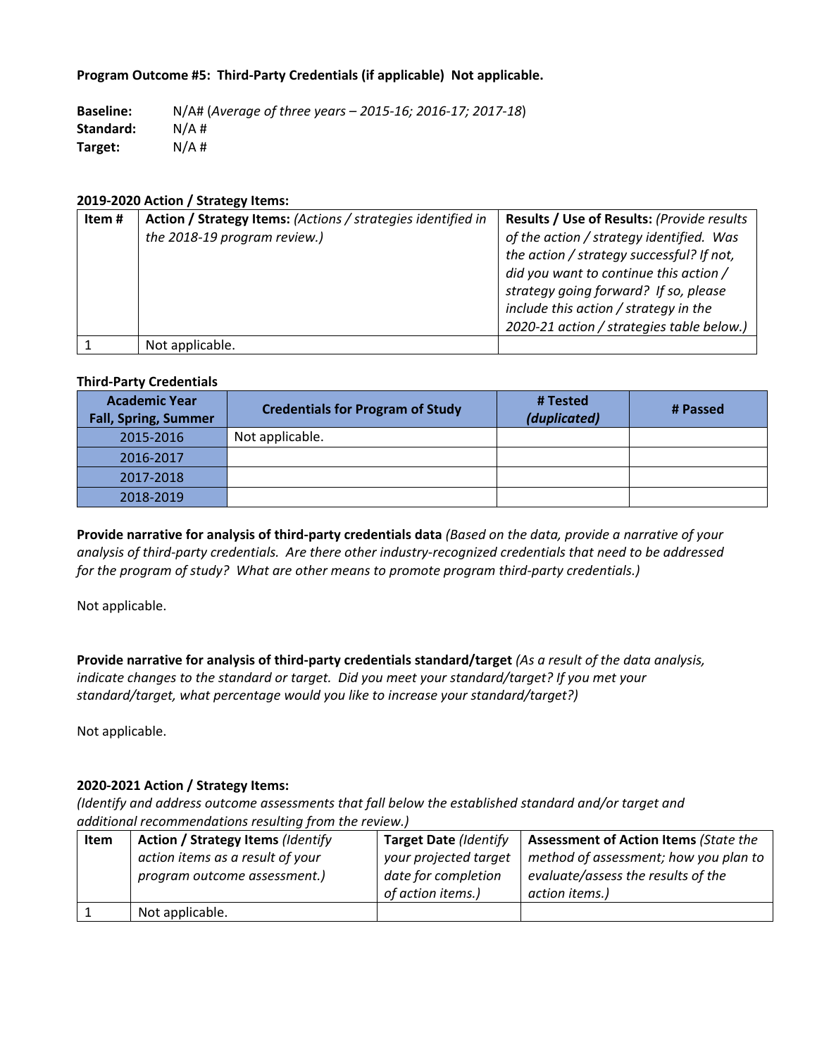**Program Outcome #5: Third-Party Credentials (if applicable) Not applicable.**

**Baseline:** N/A# (*Average of three years – 2015-16; 2016-17; 2017-18*)
**Standard:** N/A #
**Target:** N/A #

**2019-2020 Action / Strategy Items:**

| Item # | **Action / Strategy Items:** *(Actions / strategies identified in the 2018-19 program review.)* | **Results / Use of Results:** *(Provide results of the action / strategy identified. Was the action / strategy successful? If not, did you want to continue this action / strategy going forward? If so, please include this action / strategy in the 2020-21 action / strategies table below.)* |
|---|---|---|
| 1 | Not applicable. | |

**Third-Party Credentials**

| Academic Year Fall, Spring, Summer | Credentials for Program of Study | # Tested *(duplicated)* | # Passed |
|---|---|---|---|
| 2015-2016 | Not applicable. | | |
| 2016-2017 | | | |
| 2017-2018 | | | |
| 2018-2019 | | | |

**Provide narrative for analysis of third-party credentials data** *(Based on the data, provide a narrative of your analysis of third-party credentials. Are there other industry-recognized credentials that need to be addressed for the program of study? What are other means to promote program third-party credentials.)*

Not applicable.

**Provide narrative for analysis of third-party credentials standard/target** *(As a result of the data analysis, indicate changes to the standard or target. Did you meet your standard/target? If you met your standard/target, what percentage would you like to increase your standard/target?)*

Not applicable.

**2020-2021 Action / Strategy Items:**
*(Identify and address outcome assessments that fall below the established standard and/or target and additional recommendations resulting from the review.)*

| Item | **Action / Strategy Items** *(Identify action items as a result of your program outcome assessment.)* | **Target Date** *(Identify your projected target date for completion of action items.)* | **Assessment of Action Items** *(State the method of assessment; how you plan to evaluate/assess the results of the action items.)* |
|---|---|---|---|
| 1 | Not applicable. | | |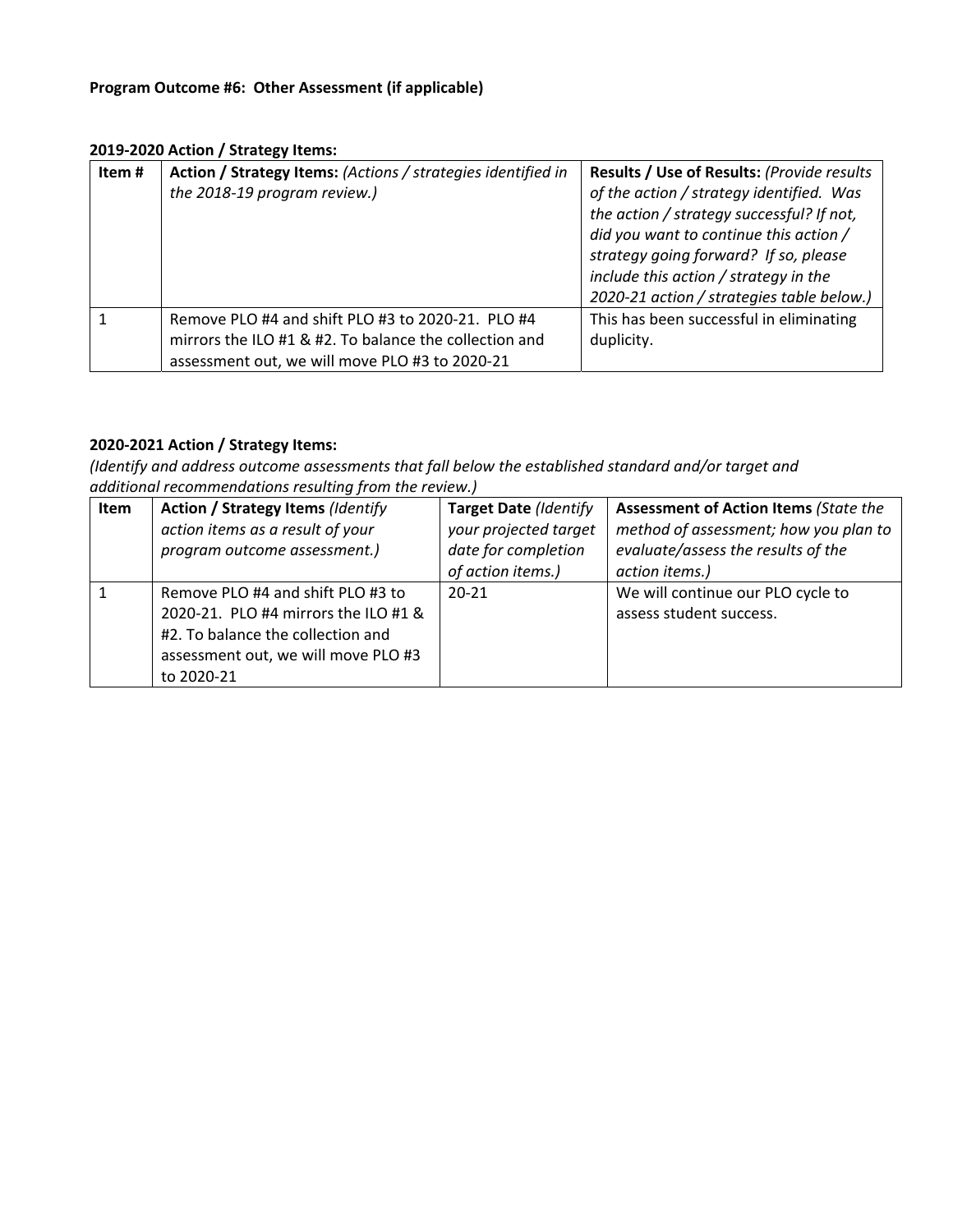**Program Outcome #6: Other Assessment (if applicable)**

**2019-2020 Action / Strategy Items:**

| Item # | **Action / Strategy Items:** *(Actions / strategies identified in the 2018-19 program review.)* | **Results / Use of Results:** *(Provide results of the action / strategy identified. Was the action / strategy successful? If not, did you want to continue this action / strategy going forward? If so, please include this action / strategy in the 2020-21 action / strategies table below.)* |
|---|---|---|
| 1 | Remove PLO #4 and shift PLO #3 to 2020-21. PLO #4 mirrors the ILO #1 & #2. To balance the collection and assessment out, we will move PLO #3 to 2020-21 | This has been successful in eliminating duplicity. |

**2020-2021 Action / Strategy Items:**

*(Identify and address outcome assessments that fall below the established standard and/or target and additional recommendations resulting from the review.)*

| Item | **Action / Strategy Items** *(Identify action items as a result of your program outcome assessment.)* | **Target Date** *(Identify your projected target date for completion of action items.)* | **Assessment of Action Items** *(State the method of assessment; how you plan to evaluate/assess the results of the action items.)* |
|---|---|---|---|
| 1 | Remove PLO #4 and shift PLO #3 to 2020-21. PLO #4 mirrors the ILO #1 & #2. To balance the collection and assessment out, we will move PLO #3 to 2020-21 | 20-21 | We will continue our PLO cycle to assess student success. |